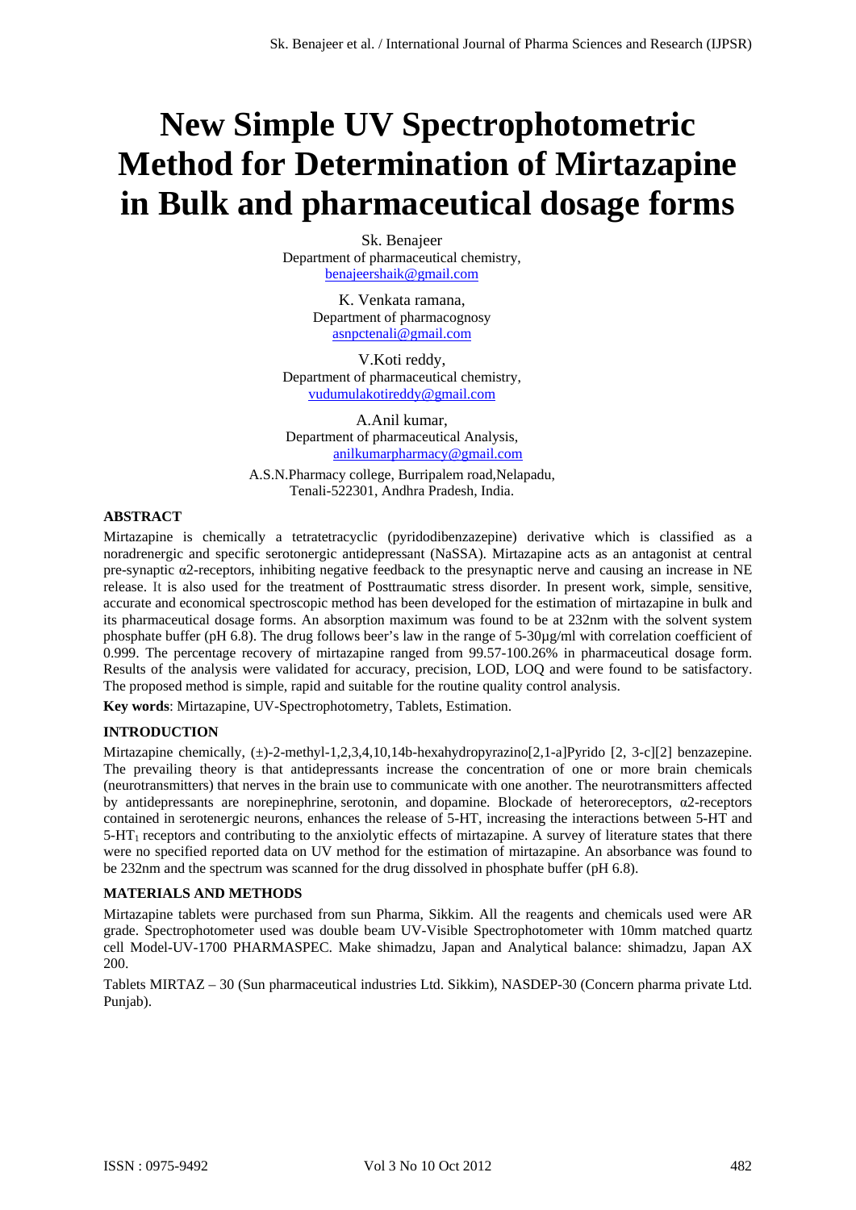# New Simple UV Spectrophotometric Method for Determination of Mirtazapine in Bulk and pharmaceutical dosage forms

Sk. Benajeer
Department of pharmaceutical chemistry,
benajeershaik@gmail.com

K. Venkata ramana,
Department of pharmacognosy
asnpctenali@gmail.com

V.Koti reddy,
Department of pharmaceutical chemistry,
vudumulakotireddy@gmail.com

A.Anil kumar,
Department of pharmaceutical Analysis,
anilkumarpharmacy@gmail.com

A.S.N.Pharmacy college, Burripalem road,Nelapadu,
Tenali-522301, Andhra Pradesh, India.

## ABSTRACT

Mirtazapine is chemically a tetratetracyclic (pyridodibenzazepine) derivative which is classified as a noradrenergic and specific serotonergic antidepressant (NaSSA). Mirtazapine acts as an antagonist at central pre-synaptic α2-receptors, inhibiting negative feedback to the presynaptic nerve and causing an increase in NE release. It is also used for the treatment of Posttraumatic stress disorder. In present work, simple, sensitive, accurate and economical spectroscopic method has been developed for the estimation of mirtazapine in bulk and its pharmaceutical dosage forms. An absorption maximum was found to be at 232nm with the solvent system phosphate buffer (pH 6.8). The drug follows beer's law in the range of 5-30µg/ml with correlation coefficient of 0.999. The percentage recovery of mirtazapine ranged from 99.57-100.26% in pharmaceutical dosage form. Results of the analysis were validated for accuracy, precision, LOD, LOQ and were found to be satisfactory. The proposed method is simple, rapid and suitable for the routine quality control analysis.

**Key words**: Mirtazapine, UV-Spectrophotometry, Tablets, Estimation.

## INTRODUCTION

Mirtazapine chemically, (±)-2-methyl-1,2,3,4,10,14b-hexahydropyrazino[2,1-a]Pyrido [2, 3-c][2] benzazepine. The prevailing theory is that antidepressants increase the concentration of one or more brain chemicals (neurotransmitters) that nerves in the brain use to communicate with one another. The neurotransmitters affected by antidepressants are norepinephrine, serotonin, and dopamine. Blockade of heteroreceptors, α2-receptors contained in serotenergic neurons, enhances the release of 5-HT, increasing the interactions between 5-HT and $5\text{-HT}_1$ receptors and contributing to the anxiolytic effects of mirtazapine. A survey of literature states that there were no specified reported data on UV method for the estimation of mirtazapine. An absorbance was found to be 232nm and the spectrum was scanned for the drug dissolved in phosphate buffer (pH 6.8).

## MATERIALS AND METHODS

Mirtazapine tablets were purchased from sun Pharma, Sikkim. All the reagents and chemicals used were AR grade. Spectrophotometer used was double beam UV-Visible Spectrophotometer with 10mm matched quartz cell Model-UV-1700 PHARMASPEC. Make shimadzu, Japan and Analytical balance: shimadzu, Japan AX 200.

Tablets MIRTAZ – 30 (Sun pharmaceutical industries Ltd. Sikkim), NASDEP-30 (Concern pharma private Ltd. Punjab).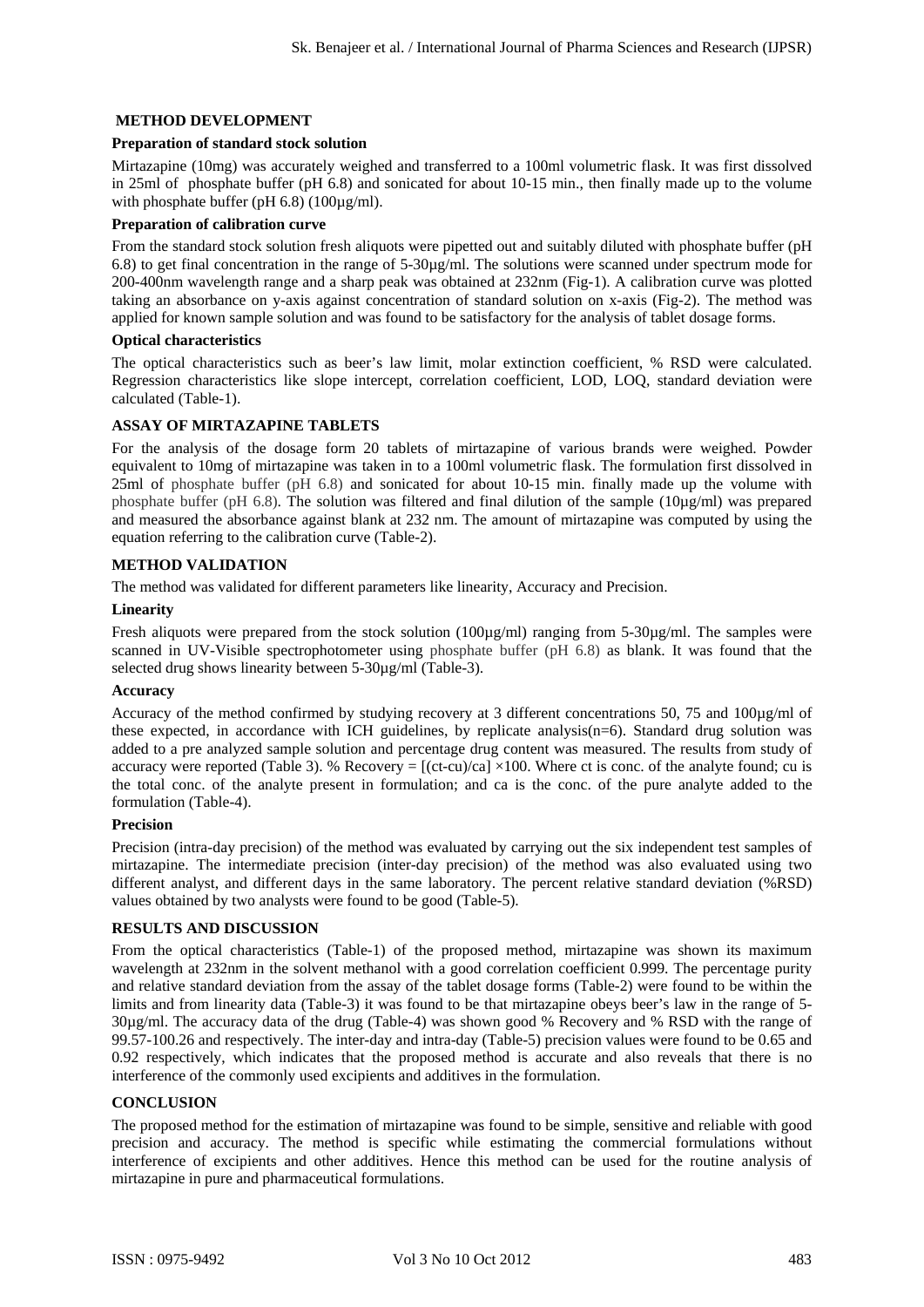## METHOD DEVELOPMENT

### Preparation of standard stock solution

Mirtazapine (10mg) was accurately weighed and transferred to a 100ml volumetric flask. It was first dissolved in 25ml of phosphate buffer (pH 6.8) and sonicated for about 10-15 min., then finally made up to the volume with phosphate buffer (pH 6.8) (100µg/ml).

### Preparation of calibration curve

From the standard stock solution fresh aliquots were pipetted out and suitably diluted with phosphate buffer (pH 6.8) to get final concentration in the range of 5-30µg/ml. The solutions were scanned under spectrum mode for 200-400nm wavelength range and a sharp peak was obtained at 232nm (Fig-1). A calibration curve was plotted taking an absorbance on y-axis against concentration of standard solution on x-axis (Fig-2). The method was applied for known sample solution and was found to be satisfactory for the analysis of tablet dosage forms.

### Optical characteristics

The optical characteristics such as beer's law limit, molar extinction coefficient, % RSD were calculated. Regression characteristics like slope intercept, correlation coefficient, LOD, LOQ, standard deviation were calculated (Table-1).

## ASSAY OF MIRTAZAPINE TABLETS

For the analysis of the dosage form 20 tablets of mirtazapine of various brands were weighed. Powder equivalent to 10mg of mirtazapine was taken in to a 100ml volumetric flask. The formulation first dissolved in 25ml of phosphate buffer (pH 6.8) and sonicated for about 10-15 min. finally made up the volume with phosphate buffer (pH 6.8). The solution was filtered and final dilution of the sample (10µg/ml) was prepared and measured the absorbance against blank at 232 nm. The amount of mirtazapine was computed by using the equation referring to the calibration curve (Table-2).

## METHOD VALIDATION

The method was validated for different parameters like linearity, Accuracy and Precision.

### Linearity

Fresh aliquots were prepared from the stock solution (100µg/ml) ranging from 5-30µg/ml. The samples were scanned in UV-Visible spectrophotometer using phosphate buffer (pH 6.8) as blank. It was found that the selected drug shows linearity between 5-30µg/ml (Table-3).

### Accuracy

Accuracy of the method confirmed by studying recovery at 3 different concentrations 50, 75 and 100µg/ml of these expected, in accordance with ICH guidelines, by replicate analysis(n=6). Standard drug solution was added to a pre analyzed sample solution and percentage drug content was measured. The results from study of accuracy were reported (Table 3). % Recovery = $[(ct\text{-}cu)/ca] \times 100$. Where ct is conc. of the analyte found; cu is the total conc. of the analyte present in formulation; and ca is the conc. of the pure analyte added to the formulation (Table-4).

### Precision

Precision (intra-day precision) of the method was evaluated by carrying out the six independent test samples of mirtazapine. The intermediate precision (inter-day precision) of the method was also evaluated using two different analyst, and different days in the same laboratory. The percent relative standard deviation (%RSD) values obtained by two analysts were found to be good (Table-5).

## RESULTS AND DISCUSSION

From the optical characteristics (Table-1) of the proposed method, mirtazapine was shown its maximum wavelength at 232nm in the solvent methanol with a good correlation coefficient 0.999. The percentage purity and relative standard deviation from the assay of the tablet dosage forms (Table-2) were found to be within the limits and from linearity data (Table-3) it was found to be that mirtazapine obeys beer's law in the range of 5-30µg/ml. The accuracy data of the drug (Table-4) was shown good % Recovery and % RSD with the range of 99.57-100.26 and respectively. The inter-day and intra-day (Table-5) precision values were found to be 0.65 and 0.92 respectively, which indicates that the proposed method is accurate and also reveals that there is no interference of the commonly used excipients and additives in the formulation.

## CONCLUSION

The proposed method for the estimation of mirtazapine was found to be simple, sensitive and reliable with good precision and accuracy. The method is specific while estimating the commercial formulations without interference of excipients and other additives. Hence this method can be used for the routine analysis of mirtazapine in pure and pharmaceutical formulations.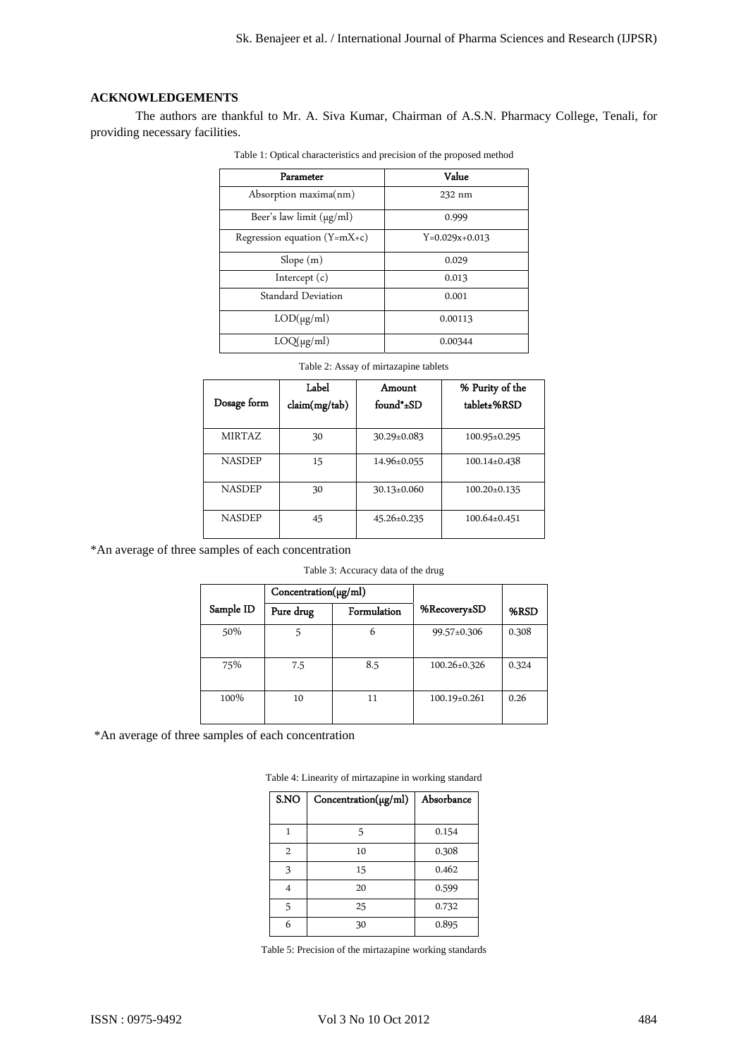## ACKNOWLEDGEMENTS

The authors are thankful to Mr. A. Siva Kumar, Chairman of A.S.N. Pharmacy College, Tenali, for providing necessary facilities.

Table 1: Optical characteristics and precision of the proposed method

| Parameter | Value |
|---|---|
| Absorption maxima(nm) | 232 nm |
| Beer's law limit (μg/ml) | 0.999 |
| Regression equation (Y=mX+c) | Y=0.029x+0.013 |
| Slope (m) | 0.029 |
| Intercept (c) | 0.013 |
| Standard Deviation | 0.001 |
| LOD(μg/ml) | 0.00113 |
| LOQ(μg/ml) | 0.00344 |

Table 2: Assay of mirtazapine tablets

| Dosage form | Label claim(mg/tab) | Amount found*±SD | % Purity of the tablet±%RSD |
|---|---|---|---|
| MIRTAZ | 30 | 30.29±0.083 | 100.95±0.295 |
| NASDEP | 15 | 14.96±0.055 | 100.14±0.438 |
| NASDEP | 30 | 30.13±0.060 | 100.20±0.135 |
| NASDEP | 45 | 45.26±0.235 | 100.64±0.451 |

*An average of three samples of each concentration

Table 3: Accuracy data of the drug

| Sample ID | Concentration(μg/ml) | | %Recovery±SD | %RSD |
|---|---|---|---|---|
| | Pure drug | Formulation | | |
| 50% | 5 | 6 | 99.57±0.306 | 0.308 |
| 75% | 7.5 | 8.5 | 100.26±0.326 | 0.324 |
| 100% | 10 | 11 | 100.19±0.261 | 0.26 |

*An average of three samples of each concentration

Table 4: Linearity of mirtazapine in working standard

| S.NO | Concentration(μg/ml) | Absorbance |
|---|---|---|
| 1 | 5 | 0.154 |
| 2 | 10 | 0.308 |
| 3 | 15 | 0.462 |
| 4 | 20 | 0.599 |
| 5 | 25 | 0.732 |
| 6 | 30 | 0.895 |

Table 5: Precision of the mirtazapine working standards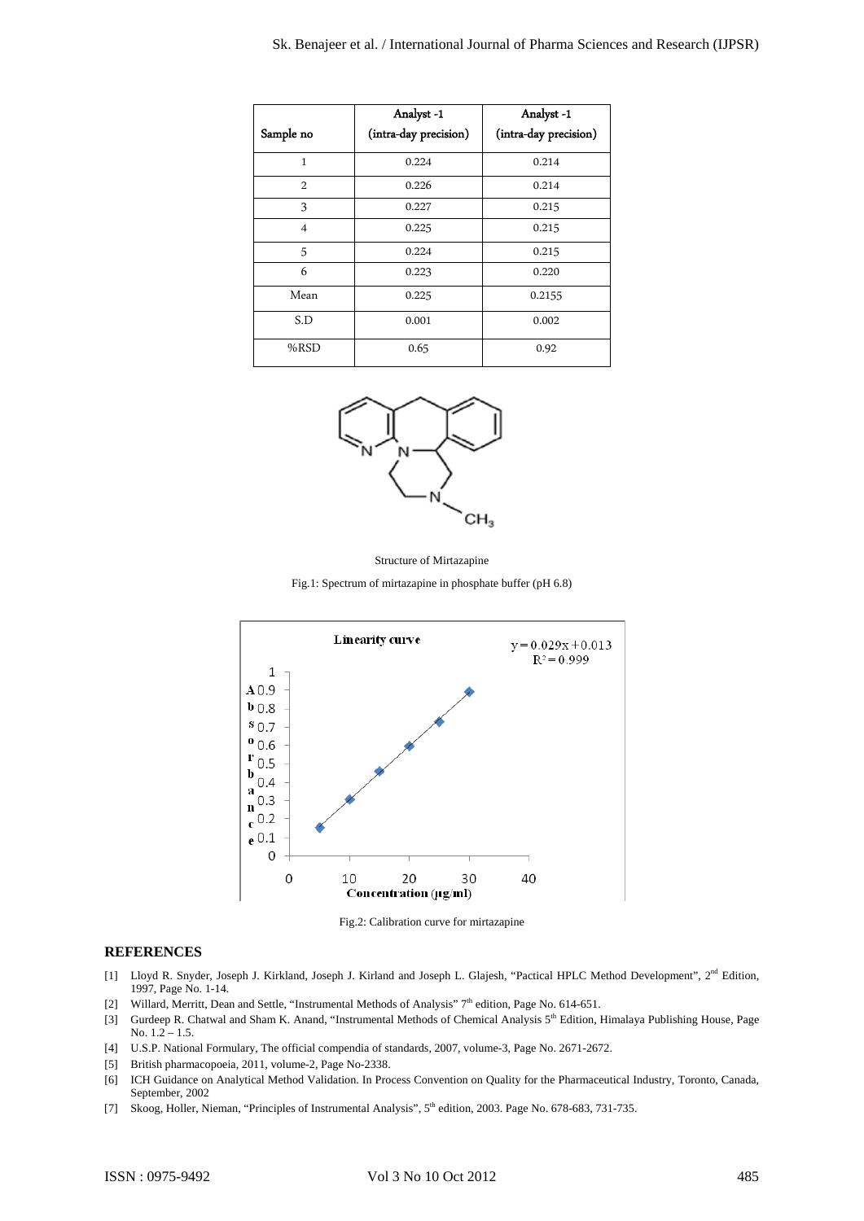| Sample no | Analyst -1 (intra-day precision) | Analyst -1 (intra-day precision) |
|---|---|---|
| 1 | 0.224 | 0.214 |
| 2 | 0.226 | 0.214 |
| 3 | 0.227 | 0.215 |
| 4 | 0.225 | 0.215 |
| 5 | 0.224 | 0.215 |
| 6 | 0.223 | 0.220 |
| Mean | 0.225 | 0.2155 |
| S.D | 0.001 | 0.002 |
| %RSD | 0.65 | 0.92 |

Structure of Mirtazapine

Fig.1: Spectrum of mirtazapine in phosphate buffer (pH 6.8)

Fig.2: Calibration curve for mirtazapine

## REFERENCES

[1] Lloyd R. Snyder, Joseph J. Kirkland, Joseph J. Kirland and Joseph L. Glajesh, "Pactical HPLC Method Development", 2nd Edition, 1997, Page No. 1-14.

[2] Willard, Merritt, Dean and Settle, "Instrumental Methods of Analysis" 7th edition, Page No. 614-651.

[3] Gurdeep R. Chatwal and Sham K. Anand, "Instrumental Methods of Chemical Analysis 5th Edition, Himalaya Publishing House, Page No. 1.2 – 1.5.

[4] U.S.P. National Formulary, The official compendia of standards, 2007, volume-3, Page No. 2671-2672.

[5] British pharmacopoeia, 2011, volume-2, Page No-2338.

[6] ICH Guidance on Analytical Method Validation. In Process Convention on Quality for the Pharmaceutical Industry, Toronto, Canada, September, 2002

[7] Skoog, Holler, Nieman, "Principles of Instrumental Analysis", 5th edition, 2003. Page No. 678-683, 731-735.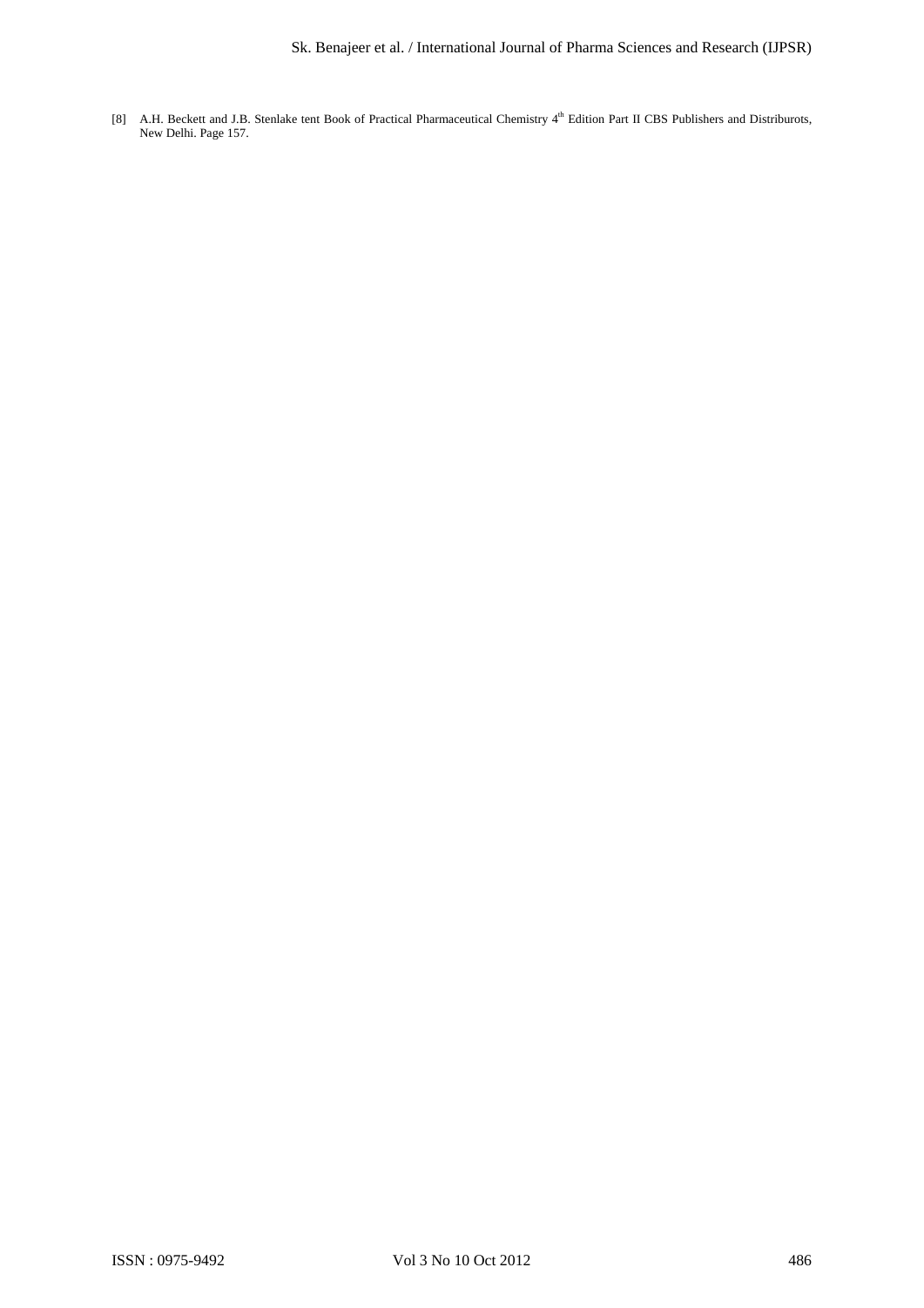[8] A.H. Beckett and J.B. Stenlake tent Book of Practical Pharmaceutical Chemistry 4th Edition Part II CBS Publishers and Distriburots, New Delhi. Page 157.